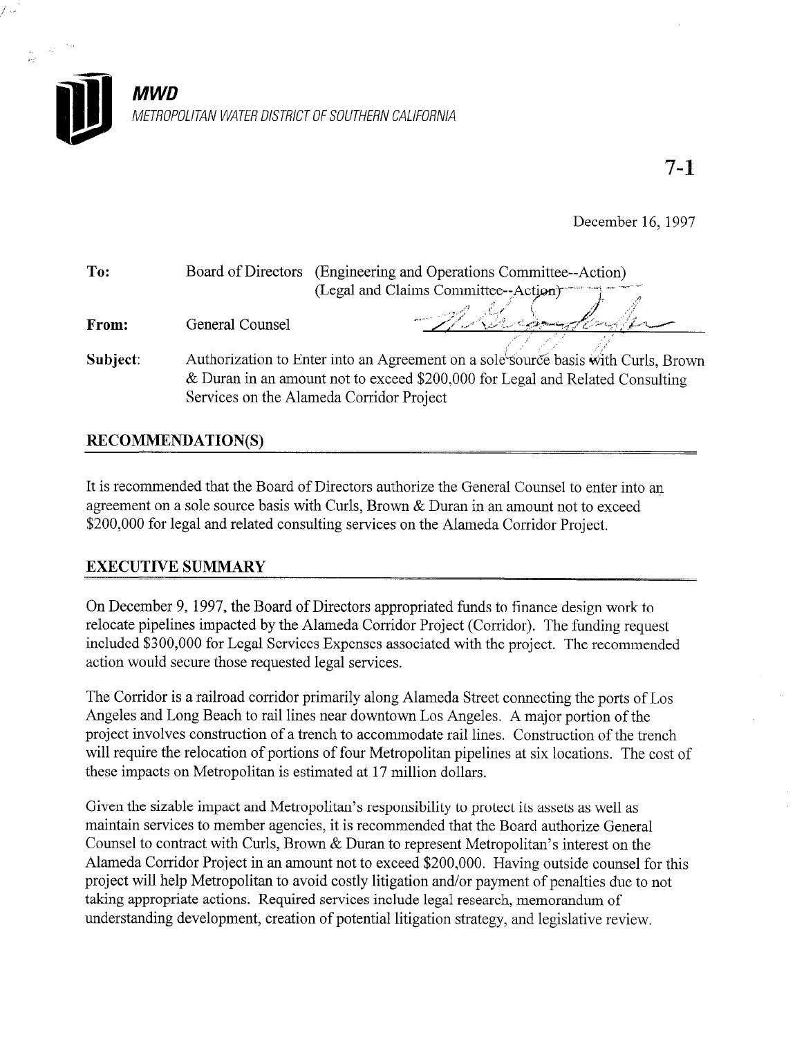**MWD**

*METROPOLITAN WATER DISTRICT OF SOUTHERN CALIFORNIA*

7-1

December 16, 1997

**To:** Board of Directors (Engineering and Operations Committee--Action)
(Legal and Claims Committee--Action)

**From:** General Counsel

**Subject:** Authorization to Enter into an Agreement on a sole source basis with Curls, Brown & Duran in an amount not to exceed $200,000 for Legal and Related Consulting Services on the Alameda Corridor Project

## RECOMMENDATION(S)

It is recommended that the Board of Directors authorize the General Counsel to enter into an agreement on a sole source basis with Curls, Brown & Duran in an amount not to exceed $200,000 for legal and related consulting services on the Alameda Corridor Project.

## EXECUTIVE SUMMARY

On December 9, 1997, the Board of Directors appropriated funds to finance design work to relocate pipelines impacted by the Alameda Corridor Project (Corridor). The funding request included $300,000 for Legal Services Expenses associated with the project. The recommended action would secure those requested legal services.

The Corridor is a railroad corridor primarily along Alameda Street connecting the ports of Los Angeles and Long Beach to rail lines near downtown Los Angeles. A major portion of the project involves construction of a trench to accommodate rail lines. Construction of the trench will require the relocation of portions of four Metropolitan pipelines at six locations. The cost of these impacts on Metropolitan is estimated at 17 million dollars.

Given the sizable impact and Metropolitan's responsibility to protect its assets as well as maintain services to member agencies, it is recommended that the Board authorize General Counsel to contract with Curls, Brown & Duran to represent Metropolitan's interest on the Alameda Corridor Project in an amount not to exceed $200,000. Having outside counsel for this project will help Metropolitan to avoid costly litigation and/or payment of penalties due to not taking appropriate actions. Required services include legal research, memorandum of understanding development, creation of potential litigation strategy, and legislative review.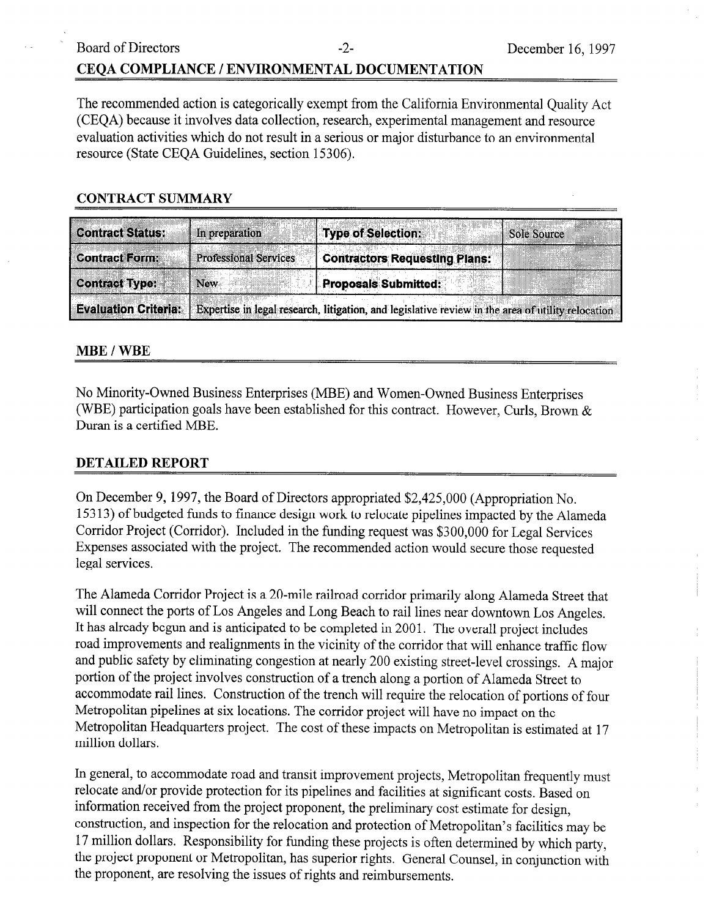## CEQA COMPLIANCE / ENVIRONMENTAL DOCUMENTATION

The recommended action is categorically exempt from the California Environmental Quality Act (CEQA) because it involves data collection, research, experimental management and resource evaluation activities which do not result in a serious or major disturbance to an environmental resource (State CEQA Guidelines, section 15306).

## CONTRACT SUMMARY

| Contract Status: | In preparation | Type of Selection: | Sole Source |
|---|---|---|---|
| Contract Form: | Professional Services | Contractors Requesting Plans: | |
| Contract Type: | New | Proposals Submitted: | |
| Evaluation Criteria: | Expertise in legal research, litigation, and legislative review in the area of utility relocation | | |

## MBE / WBE

No Minority-Owned Business Enterprises (MBE) and Women-Owned Business Enterprises (WBE) participation goals have been established for this contract. However, Curls, Brown & Duran is a certified MBE.

## DETAILED REPORT

On December 9, 1997, the Board of Directors appropriated $2,425,000 (Appropriation No. 15313) of budgeted funds to finance design work to relocate pipelines impacted by the Alameda Corridor Project (Corridor). Included in the funding request was $300,000 for Legal Services Expenses associated with the project. The recommended action would secure those requested legal services.

The Alameda Corridor Project is a 20-mile railroad corridor primarily along Alameda Street that will connect the ports of Los Angeles and Long Beach to rail lines near downtown Los Angeles. It has already begun and is anticipated to be completed in 2001. The overall project includes road improvements and realignments in the vicinity of the corridor that will enhance traffic flow and public safety by eliminating congestion at nearly 200 existing street-level crossings. A major portion of the project involves construction of a trench along a portion of Alameda Street to accommodate rail lines. Construction of the trench will require the relocation of portions of four Metropolitan pipelines at six locations. The corridor project will have no impact on the Metropolitan Headquarters project. The cost of these impacts on Metropolitan is estimated at 17 million dollars.

In general, to accommodate road and transit improvement projects, Metropolitan frequently must relocate and/or provide protection for its pipelines and facilities at significant costs. Based on information received from the project proponent, the preliminary cost estimate for design, construction, and inspection for the relocation and protection of Metropolitan's facilities may be 17 million dollars. Responsibility for funding these projects is often determined by which party, the project proponent or Metropolitan, has superior rights. General Counsel, in conjunction with the proponent, are resolving the issues of rights and reimbursements.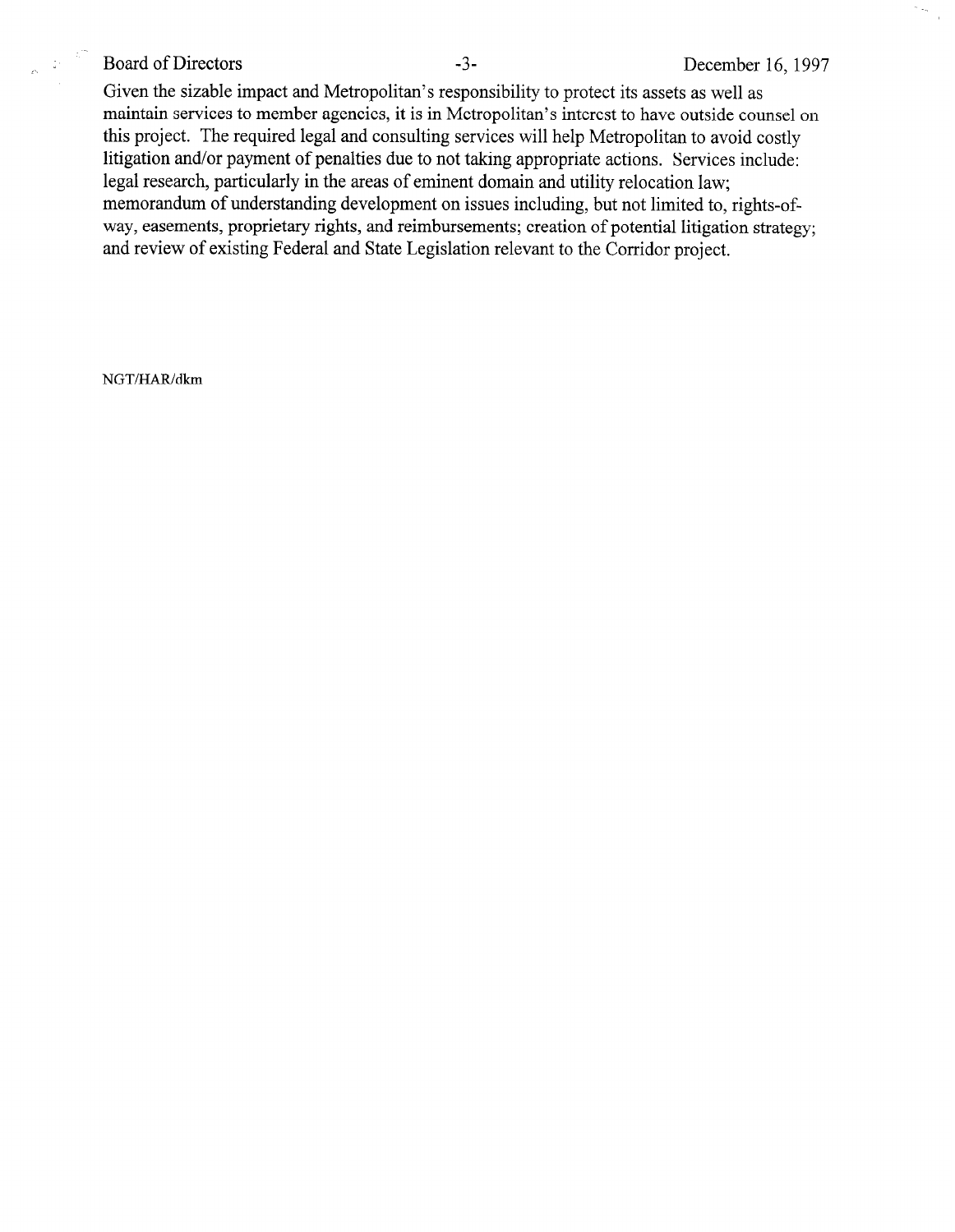Given the sizable impact and Metropolitan's responsibility to protect its assets as well as maintain services to member agencies, it is in Metropolitan's interest to have outside counsel on this project. The required legal and consulting services will help Metropolitan to avoid costly litigation and/or payment of penalties due to not taking appropriate actions. Services include: legal research, particularly in the areas of eminent domain and utility relocation law; memorandum of understanding development on issues including, but not limited to, rights-of-way, easements, proprietary rights, and reimbursements; creation of potential litigation strategy; and review of existing Federal and State Legislation relevant to the Corridor project.

NGT/HAR/dkm